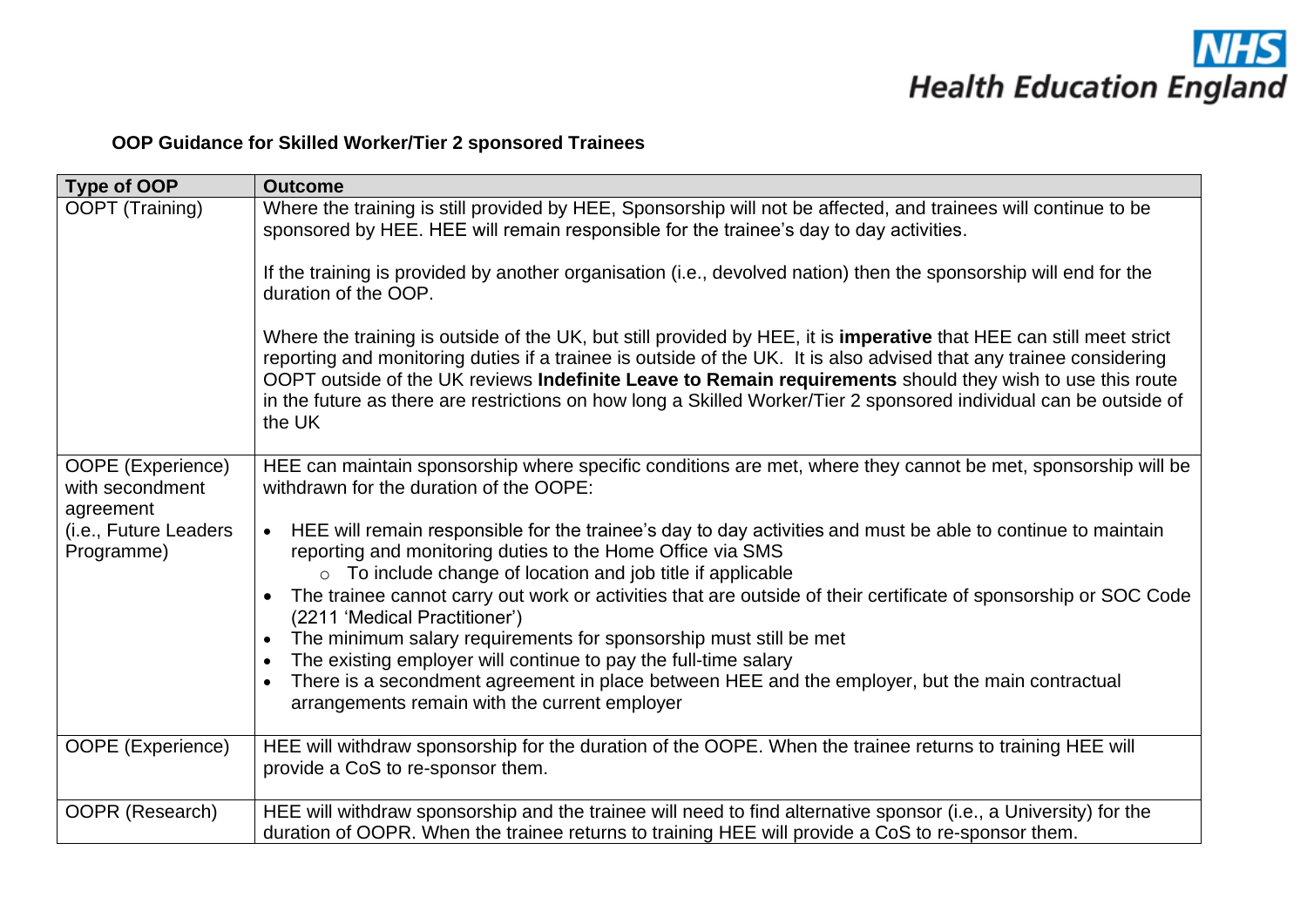**OOP Guidance for Skilled Worker/Tier 2 sponsored Trainees**

| Type of OOP | Outcome |
|---|---|
| OOPT (Training) | Where the training is still provided by HEE, Sponsorship will not be affected, and trainees will continue to be sponsored by HEE. HEE will remain responsible for the trainee's day to day activities.<br><br>If the training is provided by another organisation (i.e., devolved nation) then the sponsorship will end for the duration of the OOP.<br><br>Where the training is outside of the UK, but still provided by HEE, it is **imperative** that HEE can still meet strict reporting and monitoring duties if a trainee is outside of the UK. It is also advised that any trainee considering OOPT outside of the UK reviews **Indefinite Leave to Remain requirements** should they wish to use this route in the future as there are restrictions on how long a Skilled Worker/Tier 2 sponsored individual can be outside of the UK |
| OOPE (Experience) with secondment agreement<br>(i.e., Future Leaders Programme) | HEE can maintain sponsorship where specific conditions are met, where they cannot be met, sponsorship will be withdrawn for the duration of the OOPE:<br><br>• HEE will remain responsible for the trainee's day to day activities and must be able to continue to maintain reporting and monitoring duties to the Home Office via SMS<br>&nbsp;&nbsp;&nbsp;&nbsp;○ To include change of location and job title if applicable<br>• The trainee cannot carry out work or activities that are outside of their certificate of sponsorship or SOC Code (2211 'Medical Practitioner')<br>• The minimum salary requirements for sponsorship must still be met<br>• The existing employer will continue to pay the full-time salary<br>• There is a secondment agreement in place between HEE and the employer, but the main contractual arrangements remain with the current employer |
| OOPE (Experience) | HEE will withdraw sponsorship for the duration of the OOPE. When the trainee returns to training HEE will provide a CoS to re-sponsor them. |
| OOPR (Research) | HEE will withdraw sponsorship and the trainee will need to find alternative sponsor (i.e., a University) for the duration of OOPR. When the trainee returns to training HEE will provide a CoS to re-sponsor them. |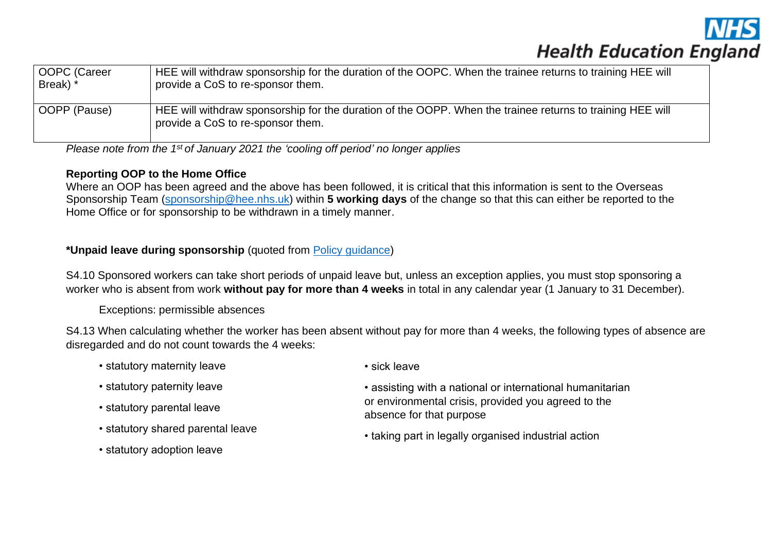| OOPC (Career Break) * | HEE will withdraw sponsorship for the duration of the OOPC. When the trainee returns to training HEE will provide a CoS to re-sponsor them. |
|---|---|
| OOPP (Pause) | HEE will withdraw sponsorship for the duration of the OOPP. When the trainee returns to training HEE will provide a CoS to re-sponsor them. |

*Please note from the 1st of January 2021 the 'cooling off period' no longer applies*

**Reporting OOP to the Home Office**

Where an OOP has been agreed and the above has been followed, it is critical that this information is sent to the Overseas Sponsorship Team ([sponsorship@hee.nhs.uk](mailto:sponsorship@hee.nhs.uk)) within **5 working days** of the change so that this can either be reported to the Home Office or for sponsorship to be withdrawn in a timely manner.

***Unpaid leave during sponsorship** (quoted from [Policy guidance]())

S4.10 Sponsored workers can take short periods of unpaid leave but, unless an exception applies, you must stop sponsoring a worker who is absent from work **without pay for more than 4 weeks** in total in any calendar year (1 January to 31 December).

Exceptions: permissible absences

S4.13 When calculating whether the worker has been absent without pay for more than 4 weeks, the following types of absence are disregarded and do not count towards the 4 weeks:

- statutory maternity leave
- statutory paternity leave
- statutory parental leave
- statutory shared parental leave
- statutory adoption leave
- sick leave
- assisting with a national or international humanitarian or environmental crisis, provided you agreed to the absence for that purpose
- taking part in legally organised industrial action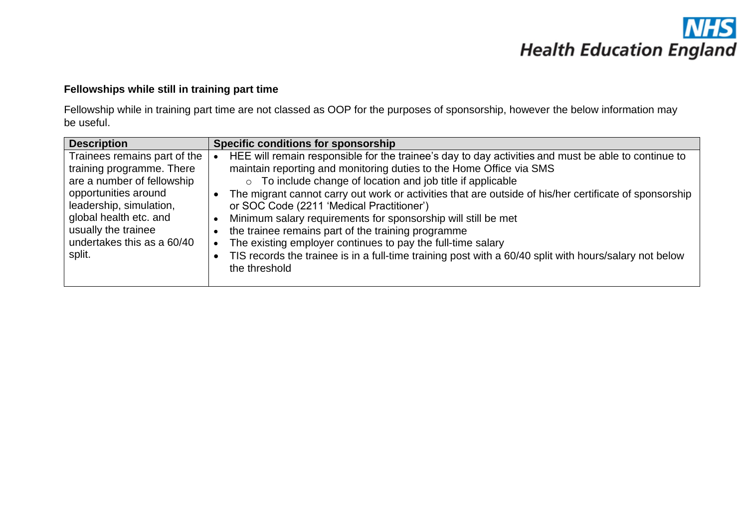**Fellowships while still in training part time**

Fellowship while in training part time are not classed as OOP for the purposes of sponsorship, however the below information may be useful.

| Description | Specific conditions for sponsorship |
|---|---|
| Trainees remains part of the training programme. There are a number of fellowship opportunities around leadership, simulation, global health etc. and usually the trainee undertakes this as a 60/40 split. | • HEE will remain responsible for the trainee's day to day activities and must be able to continue to maintain reporting and monitoring duties to the Home Office via SMS<br>  ○ To include change of location and job title if applicable<br>• The migrant cannot carry out work or activities that are outside of his/her certificate of sponsorship or SOC Code (2211 'Medical Practitioner')<br>• Minimum salary requirements for sponsorship will still be met<br>• the trainee remains part of the training programme<br>• The existing employer continues to pay the full-time salary<br>• TIS records the trainee is in a full-time training post with a 60/40 split with hours/salary not below the threshold |